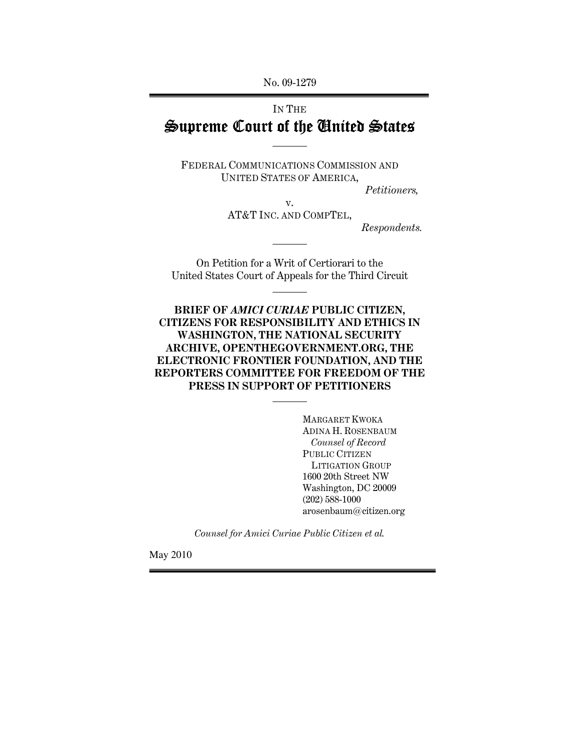No. 09-1279

IN THE

# Supreme Court of the United States

---

FEDERAL COMMUNICATIONS COMMISSION AND UNITED STATES OF AMERICA,

*Petitioners,*

v.

AT&T INC. AND COMPTEL,

*Respondents.*

---

On Petition for a Writ of Certiorari to the United States Court of Appeals for the Third Circuit

---

**BRIEF OF *AMICI CURIAE* PUBLIC CITIZEN, CITIZENS FOR RESPONSIBILITY AND ETHICS IN WASHINGTON, THE NATIONAL SECURITY ARCHIVE, OPENTHEGOVERNMENT.ORG, THE ELECTRONIC FRONTIER FOUNDATION, AND THE REPORTERS COMMITTEE FOR FREEDOM OF THE PRESS IN SUPPORT OF PETITIONERS**

---

MARGARET KWOKA
ADINA H. ROSENBAUM
*Counsel of Record*
PUBLIC CITIZEN
LITIGATION GROUP
1600 20th Street NW
Washington, DC 20009
(202) 588-1000
arosenbaum@citizen.org

*Counsel for Amici Curiae Public Citizen et al.*

May 2010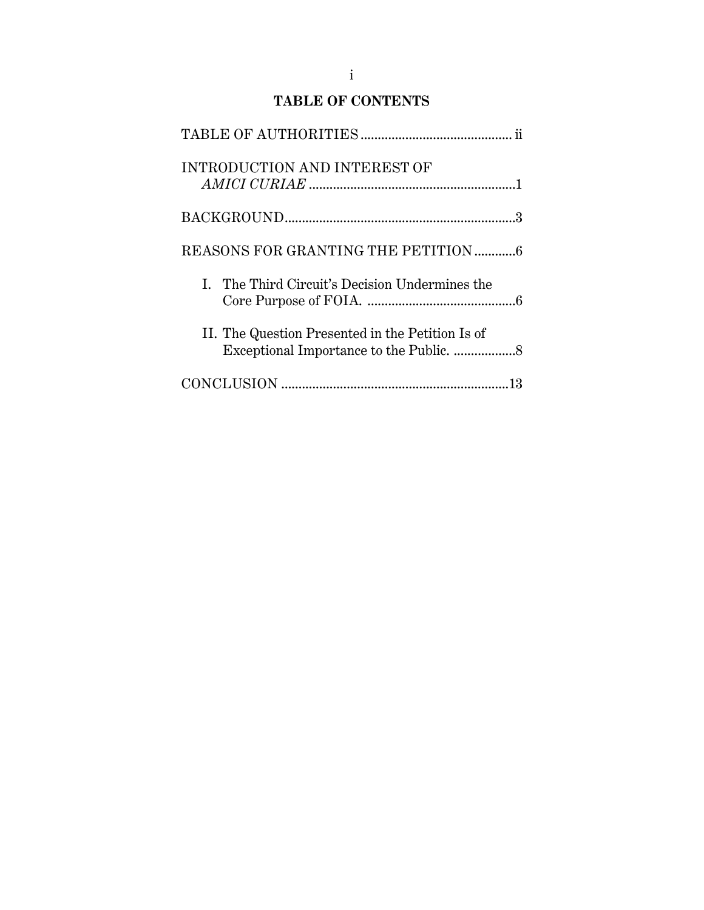## TABLE OF CONTENTS

TABLE OF AUTHORITIES .......................................... ii

INTRODUCTION AND INTEREST OF *AMICI CURIAE* ..........................................................1

BACKGROUND..................................................................3

REASONS FOR GRANTING THE PETITION ............6

- I. The Third Circuit's Decision Undermines the Core Purpose of FOIA. ..........................................6
- II. The Question Presented in the Petition Is of Exceptional Importance to the Public. ..................8

CONCLUSION ..................................................................13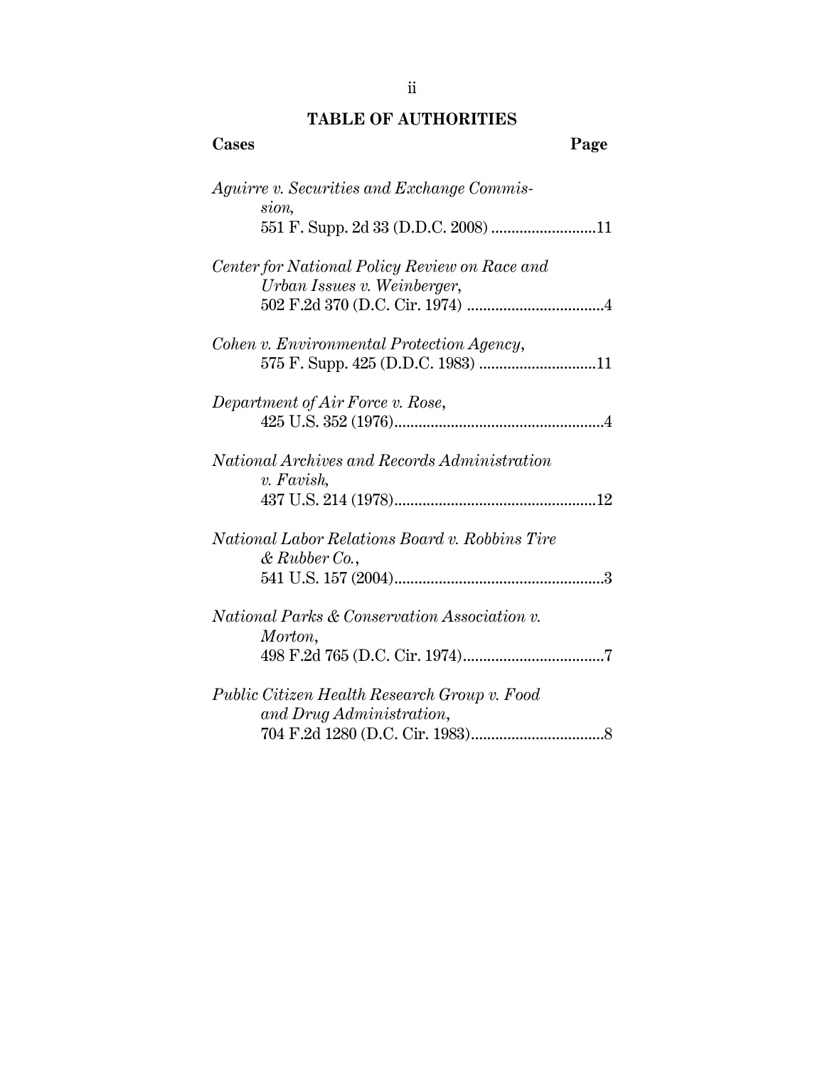## TABLE OF AUTHORITIES

**Cases** **Page**

*Aguirre v. Securities and Exchange Commission*, 551 F. Supp. 2d 33 (D.D.C. 2008) ..........................11

*Center for National Policy Review on Race and Urban Issues v. Weinberger*, 502 F.2d 370 (D.C. Cir. 1974) ..................................4

*Cohen v. Environmental Protection Agency*, 575 F. Supp. 425 (D.D.C. 1983) .............................11

*Department of Air Force v. Rose*, 425 U.S. 352 (1976)....................................................4

*National Archives and Records Administration v. Favish*, 437 U.S. 214 (1978)..................................................12

*National Labor Relations Board v. Robbins Tire & Rubber Co.*, 541 U.S. 157 (2004)....................................................3

*National Parks & Conservation Association v. Morton*, 498 F.2d 765 (D.C. Cir. 1974)...................................7

*Public Citizen Health Research Group v. Food and Drug Administration*, 704 F.2d 1280 (D.C. Cir. 1983).................................8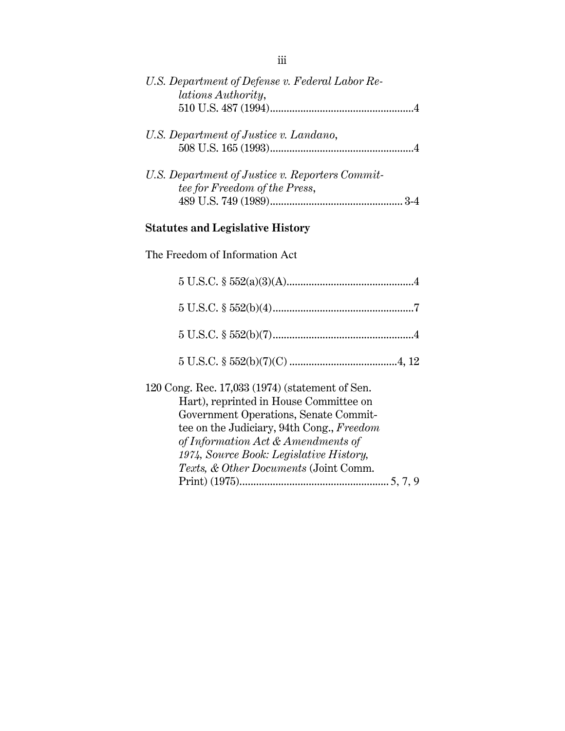*U.S. Department of Defense v. Federal Labor Relations Authority*,
510 U.S. 487 (1994)....................................................4

*U.S. Department of Justice v. Landano*,
508 U.S. 165 (1993)....................................................4

*U.S. Department of Justice v. Reporters Committee for Freedom of the Press*,
489 U.S. 749 (1989)................................................ 3-4

**Statutes and Legislative History**

The Freedom of Information Act

5 U.S.C. § 552(a)(3)(A).............................................4

5 U.S.C. § 552(b)(4)...................................................7

5 U.S.C. § 552(b)(7)...................................................4

5 U.S.C. § 552(b)(7)(C) .......................................4, 12

120 Cong. Rec. 17,033 (1974) (statement of Sen. Hart), reprinted in House Committee on Government Operations, Senate Committee on the Judiciary, 94th Cong., *Freedom of Information Act & Amendments of 1974, Source Book: Legislative History, Texts, & Other Documents* (Joint Comm. Print) (1975)...................................................... 5, 7, 9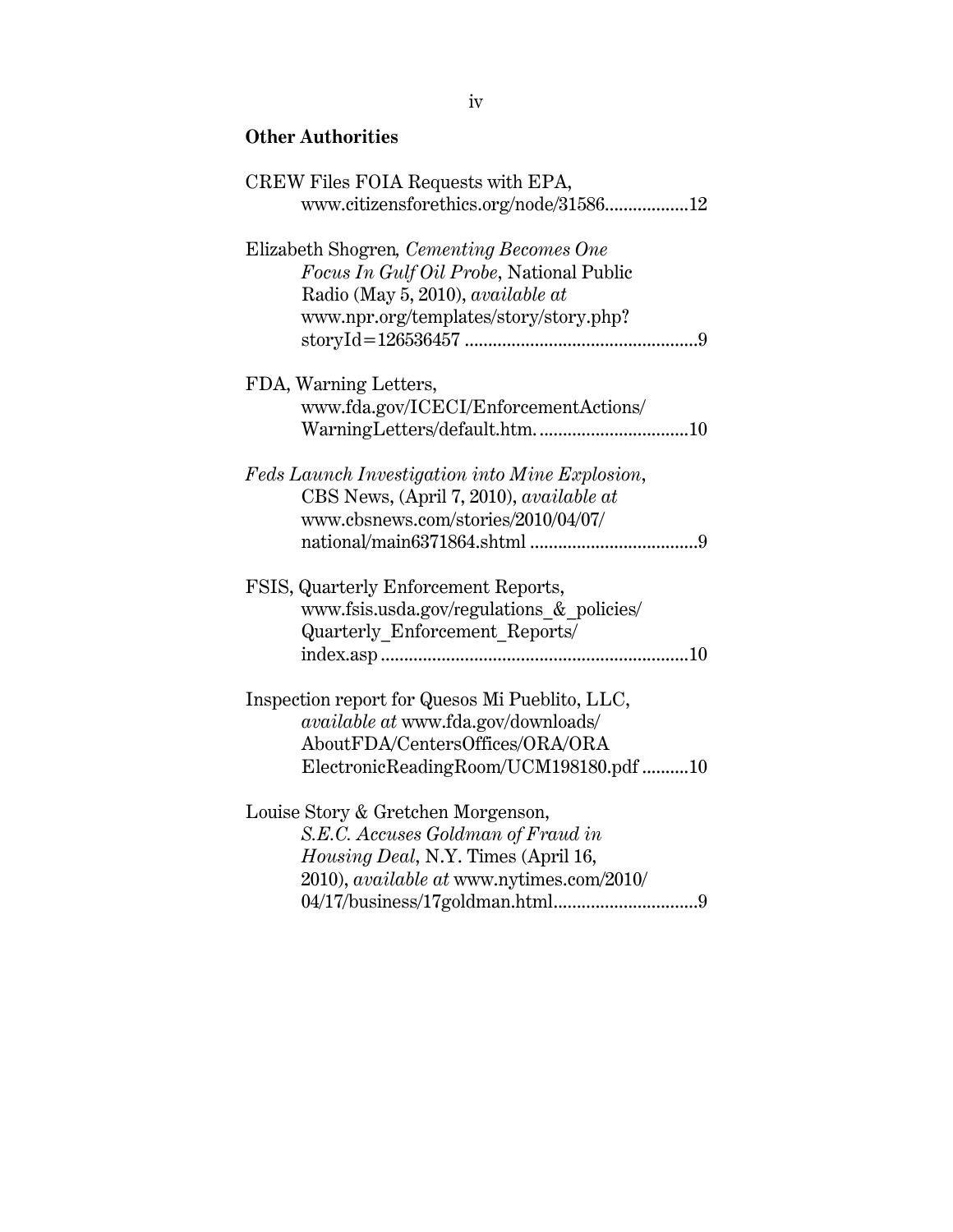**Other Authorities**

CREW Files FOIA Requests with EPA, www.citizensforethics.org/node/31586..................12

Elizabeth Shogren, *Cementing Becomes One Focus In Gulf Oil Probe*, National Public Radio (May 5, 2010), *available at* www.npr.org/templates/story/story.php?storyId=126536457 ..................................................9

FDA, Warning Letters, www.fda.gov/ICECI/EnforcementActions/WarningLetters/default.htm. ................................10

*Feds Launch Investigation into Mine Explosion*, CBS News, (April 7, 2010), *available at* www.cbsnews.com/stories/2010/04/07/national/main6371864.shtml ....................................9

FSIS, Quarterly Enforcement Reports, www.fsis.usda.gov/regulations_&_policies/Quarterly_Enforcement_Reports/index.asp .................................................................10

Inspection report for Quesos Mi Pueblito, LLC, *available at* www.fda.gov/downloads/AboutFDA/CentersOffices/ORA/ORAElectronicReadingRoom/UCM198180.pdf ..........10

Louise Story & Gretchen Morgenson, *S.E.C. Accuses Goldman of Fraud in Housing Deal*, N.Y. Times (April 16, 2010), *available at* www.nytimes.com/2010/04/17/business/17goldman.html..............................9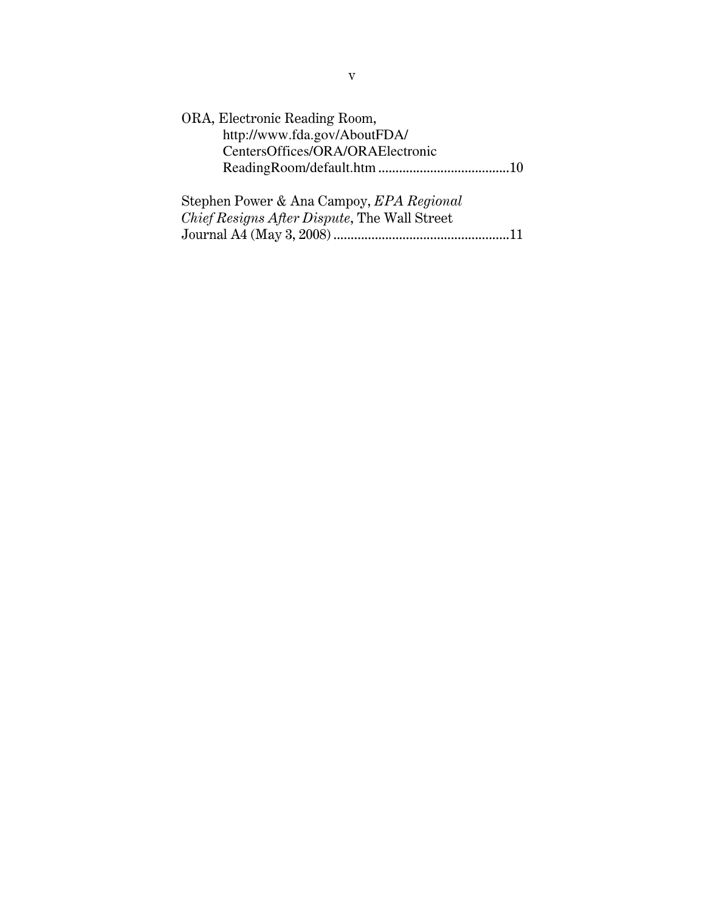ORA, Electronic Reading Room, http://www.fda.gov/AboutFDA/CentersOffices/ORA/ORAElectronicReadingRoom/default.htm ......................................10

Stephen Power & Ana Campoy, *EPA Regional Chief Resigns After Dispute*, The Wall Street Journal A4 (May 3, 2008) ...................................................11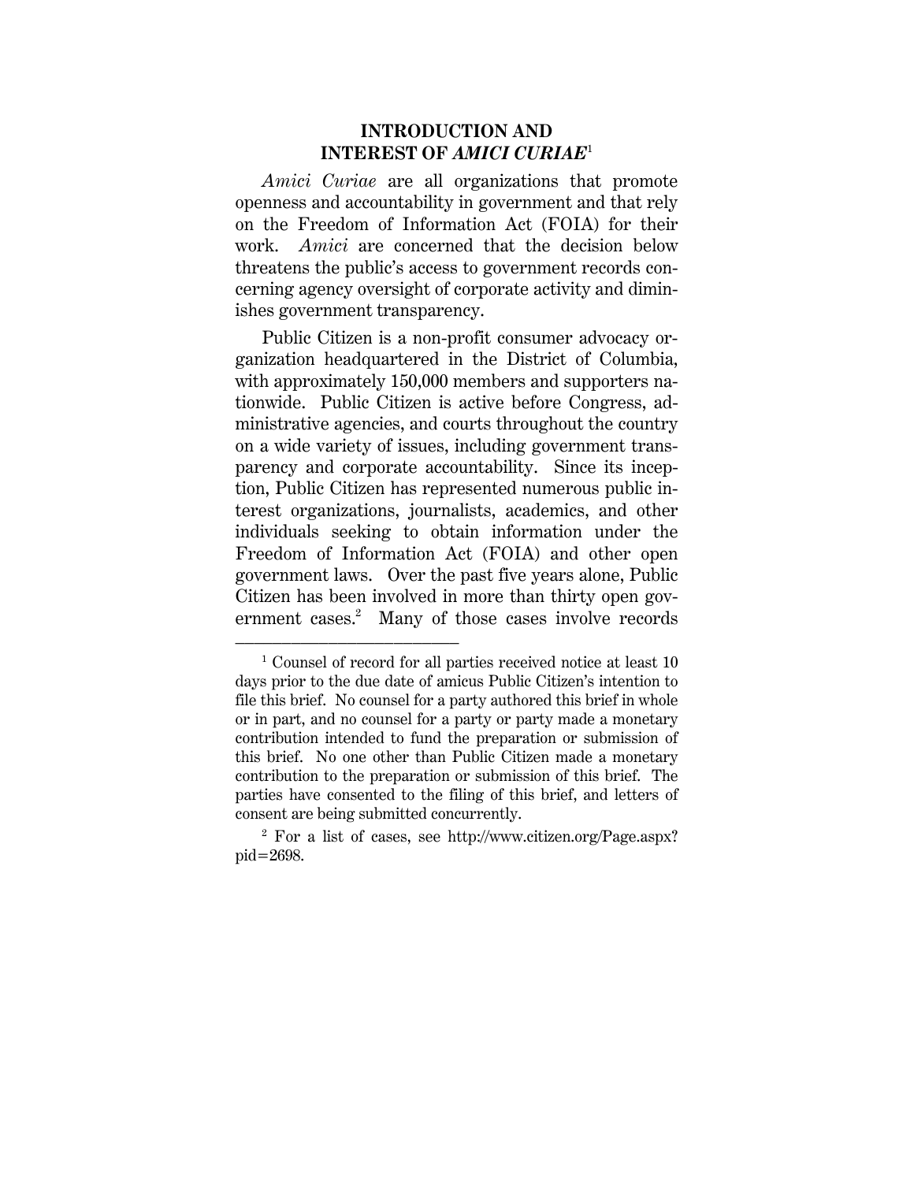## INTRODUCTION AND INTEREST OF *AMICI CURIAE*[1]

*Amici Curiae* are all organizations that promote openness and accountability in government and that rely on the Freedom of Information Act (FOIA) for their work. *Amici* are concerned that the decision below threatens the public's access to government records concerning agency oversight of corporate activity and diminishes government transparency.

Public Citizen is a non-profit consumer advocacy organization headquartered in the District of Columbia, with approximately 150,000 members and supporters nationwide. Public Citizen is active before Congress, administrative agencies, and courts throughout the country on a wide variety of issues, including government transparency and corporate accountability. Since its inception, Public Citizen has represented numerous public interest organizations, journalists, academics, and other individuals seeking to obtain information under the Freedom of Information Act (FOIA) and other open government laws. Over the past five years alone, Public Citizen has been involved in more than thirty open government cases.[2] Many of those cases involve records

---

[1] Counsel of record for all parties received notice at least 10 days prior to the due date of amicus Public Citizen's intention to file this brief. No counsel for a party authored this brief in whole or in part, and no counsel for a party or party made a monetary contribution intended to fund the preparation or submission of this brief. No one other than Public Citizen made a monetary contribution to the preparation or submission of this brief. The parties have consented to the filing of this brief, and letters of consent are being submitted concurrently.

[2] For a list of cases, see http://www.citizen.org/Page.aspx?pid=2698.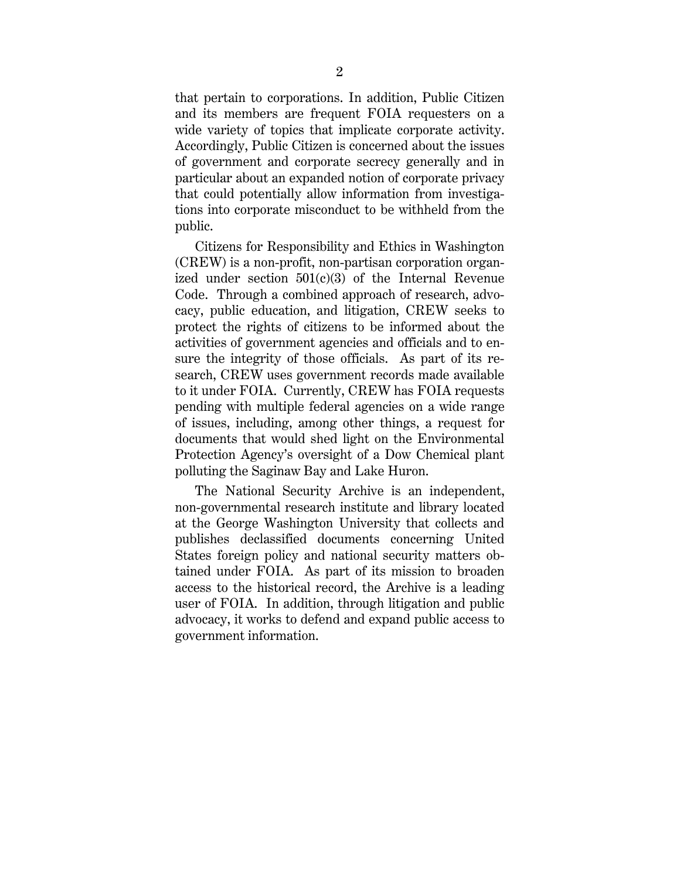that pertain to corporations. In addition, Public Citizen and its members are frequent FOIA requesters on a wide variety of topics that implicate corporate activity. Accordingly, Public Citizen is concerned about the issues of government and corporate secrecy generally and in particular about an expanded notion of corporate privacy that could potentially allow information from investigations into corporate misconduct to be withheld from the public.

Citizens for Responsibility and Ethics in Washington (CREW) is a non-profit, non-partisan corporation organized under section 501(c)(3) of the Internal Revenue Code. Through a combined approach of research, advocacy, public education, and litigation, CREW seeks to protect the rights of citizens to be informed about the activities of government agencies and officials and to ensure the integrity of those officials. As part of its research, CREW uses government records made available to it under FOIA. Currently, CREW has FOIA requests pending with multiple federal agencies on a wide range of issues, including, among other things, a request for documents that would shed light on the Environmental Protection Agency's oversight of a Dow Chemical plant polluting the Saginaw Bay and Lake Huron.

The National Security Archive is an independent, non-governmental research institute and library located at the George Washington University that collects and publishes declassified documents concerning United States foreign policy and national security matters obtained under FOIA. As part of its mission to broaden access to the historical record, the Archive is a leading user of FOIA. In addition, through litigation and public advocacy, it works to defend and expand public access to government information.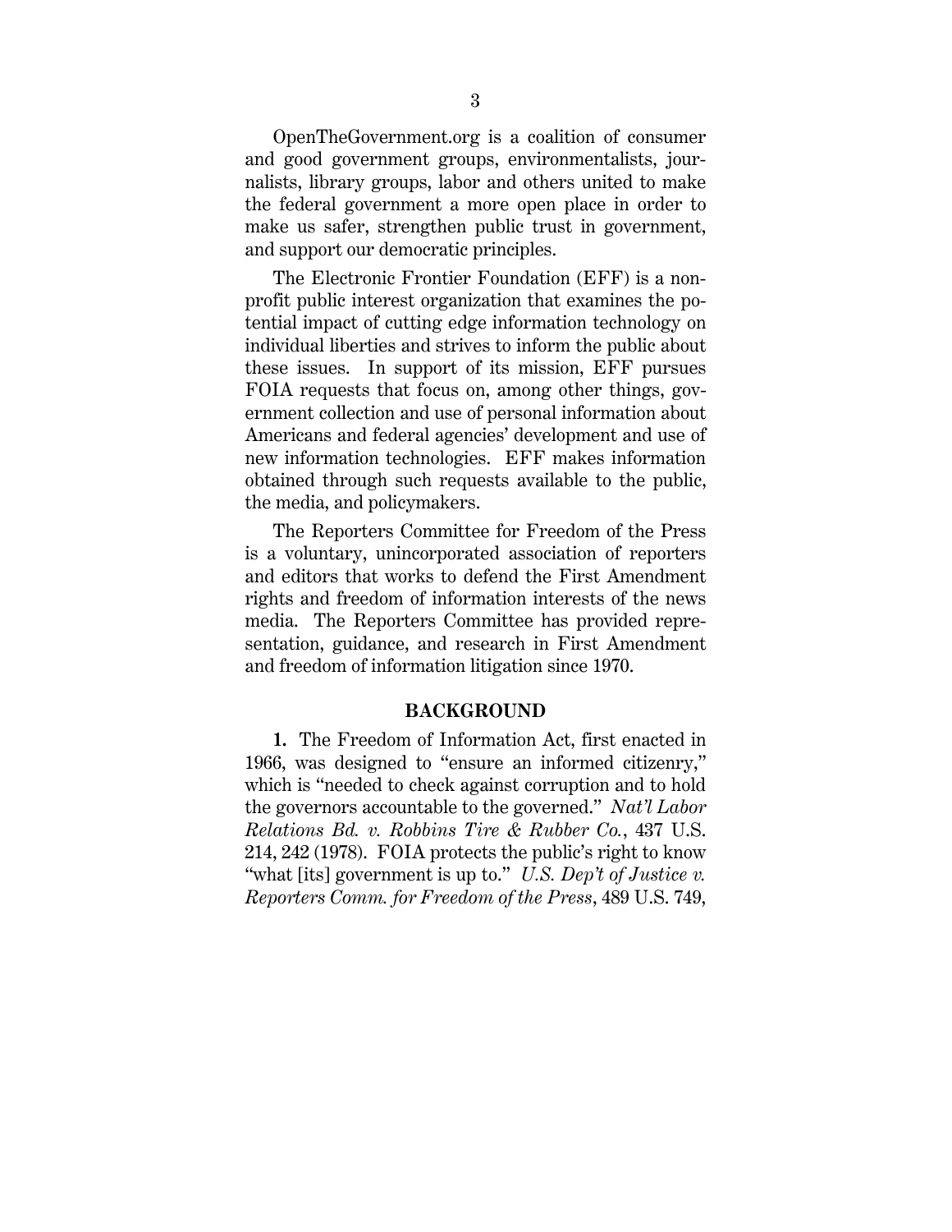OpenTheGovernment.org is a coalition of consumer and good government groups, environmentalists, journalists, library groups, labor and others united to make the federal government a more open place in order to make us safer, strengthen public trust in government, and support our democratic principles.

The Electronic Frontier Foundation (EFF) is a nonprofit public interest organization that examines the potential impact of cutting edge information technology on individual liberties and strives to inform the public about these issues. In support of its mission, EFF pursues FOIA requests that focus on, among other things, government collection and use of personal information about Americans and federal agencies' development and use of new information technologies. EFF makes information obtained through such requests available to the public, the media, and policymakers.

The Reporters Committee for Freedom of the Press is a voluntary, unincorporated association of reporters and editors that works to defend the First Amendment rights and freedom of information interests of the news media. The Reporters Committee has provided representation, guidance, and research in First Amendment and freedom of information litigation since 1970.

## BACKGROUND

**1.** The Freedom of Information Act, first enacted in 1966, was designed to "ensure an informed citizenry," which is "needed to check against corruption and to hold the governors accountable to the governed." *Nat'l Labor Relations Bd. v. Robbins Tire & Rubber Co.*, 437 U.S. 214, 242 (1978). FOIA protects the public's right to know "what [its] government is up to." *U.S. Dep't of Justice v. Reporters Comm. for Freedom of the Press*, 489 U.S. 749,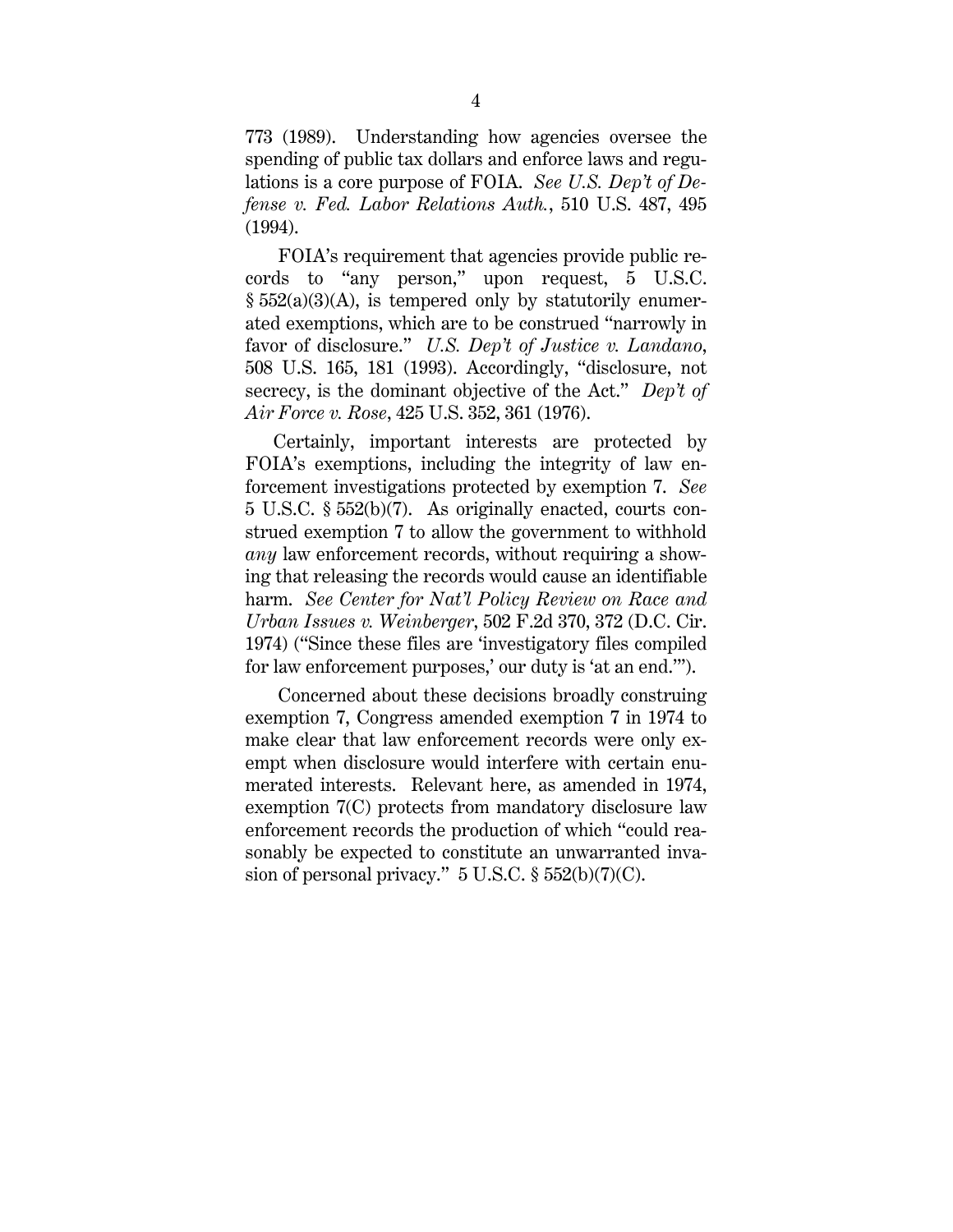773 (1989). Understanding how agencies oversee the spending of public tax dollars and enforce laws and regulations is a core purpose of FOIA. *See U.S. Dep't of Defense v. Fed. Labor Relations Auth.*, 510 U.S. 487, 495 (1994).

FOIA's requirement that agencies provide public records to "any person," upon request, 5 U.S.C. § 552(a)(3)(A), is tempered only by statutorily enumerated exemptions, which are to be construed "narrowly in favor of disclosure." *U.S. Dep't of Justice v. Landano*, 508 U.S. 165, 181 (1993). Accordingly, "disclosure, not secrecy, is the dominant objective of the Act." *Dep't of Air Force v. Rose*, 425 U.S. 352, 361 (1976).

Certainly, important interests are protected by FOIA's exemptions, including the integrity of law enforcement investigations protected by exemption 7. *See* 5 U.S.C. § 552(b)(7). As originally enacted, courts construed exemption 7 to allow the government to withhold *any* law enforcement records, without requiring a showing that releasing the records would cause an identifiable harm. *See Center for Nat'l Policy Review on Race and Urban Issues v. Weinberger*, 502 F.2d 370, 372 (D.C. Cir. 1974) ("Since these files are 'investigatory files compiled for law enforcement purposes,' our duty is 'at an end.'").

Concerned about these decisions broadly construing exemption 7, Congress amended exemption 7 in 1974 to make clear that law enforcement records were only exempt when disclosure would interfere with certain enumerated interests. Relevant here, as amended in 1974, exemption 7(C) protects from mandatory disclosure law enforcement records the production of which "could reasonably be expected to constitute an unwarranted invasion of personal privacy." 5 U.S.C. § 552(b)(7)(C).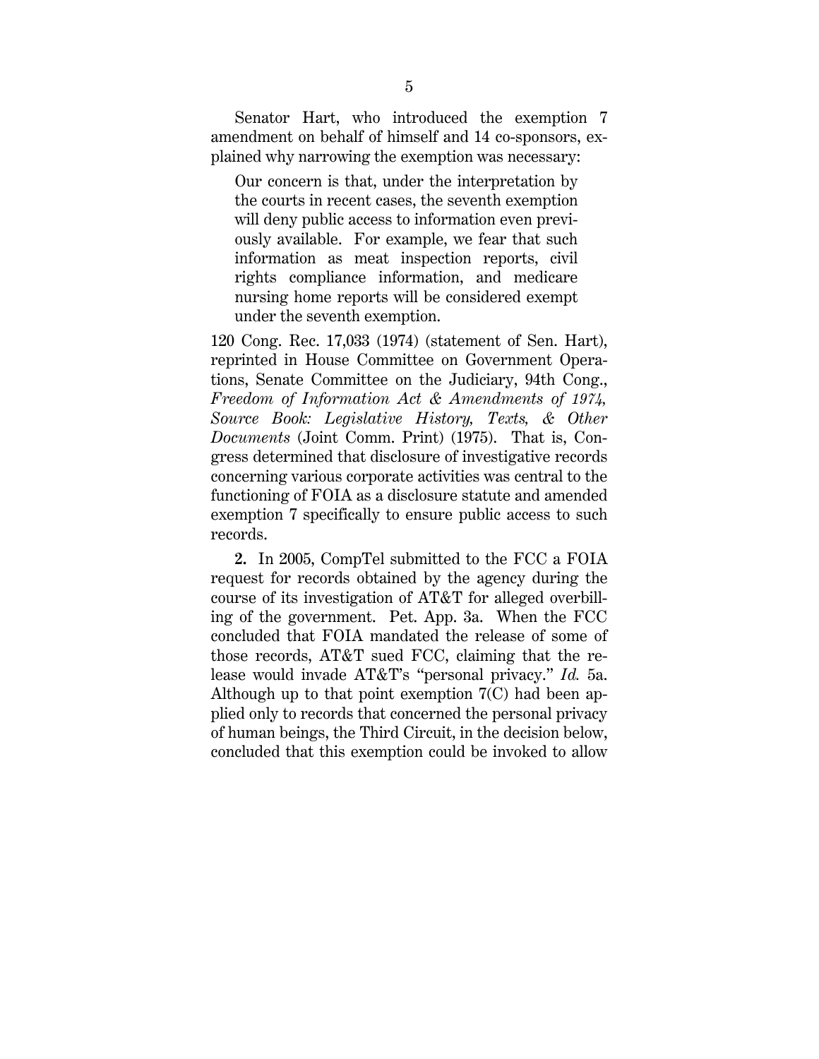Senator Hart, who introduced the exemption 7 amendment on behalf of himself and 14 co-sponsors, explained why narrowing the exemption was necessary:

> Our concern is that, under the interpretation by the courts in recent cases, the seventh exemption will deny public access to information even previously available. For example, we fear that such information as meat inspection reports, civil rights compliance information, and medicare nursing home reports will be considered exempt under the seventh exemption.

120 Cong. Rec. 17,033 (1974) (statement of Sen. Hart), reprinted in House Committee on Government Operations, Senate Committee on the Judiciary, 94th Cong., *Freedom of Information Act & Amendments of 1974, Source Book: Legislative History, Texts, & Other Documents* (Joint Comm. Print) (1975). That is, Congress determined that disclosure of investigative records concerning various corporate activities was central to the functioning of FOIA as a disclosure statute and amended exemption 7 specifically to ensure public access to such records.

**2.** In 2005, CompTel submitted to the FCC a FOIA request for records obtained by the agency during the course of its investigation of AT&T for alleged overbilling of the government. Pet. App. 3a. When the FCC concluded that FOIA mandated the release of some of those records, AT&T sued FCC, claiming that the release would invade AT&T's "personal privacy." *Id.* 5a. Although up to that point exemption 7(C) had been applied only to records that concerned the personal privacy of human beings, the Third Circuit, in the decision below, concluded that this exemption could be invoked to allow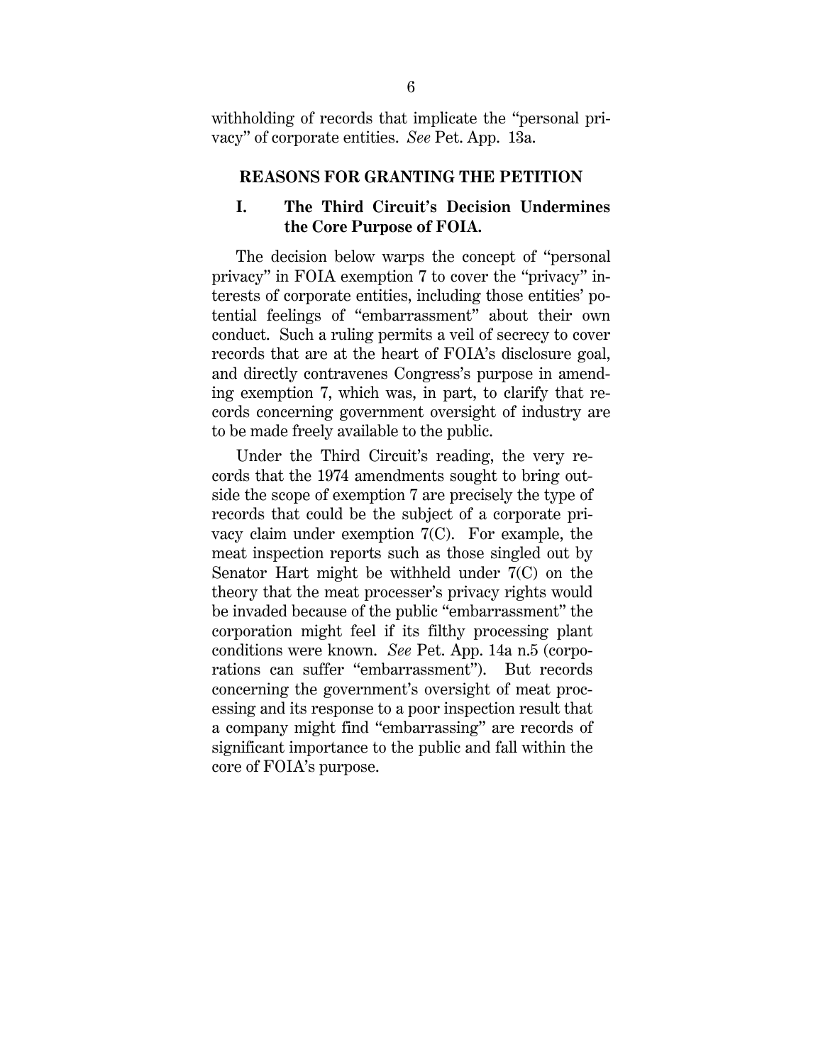withholding of records that implicate the "personal privacy" of corporate entities. *See* Pet. App. 13a.

## REASONS FOR GRANTING THE PETITION

### I. The Third Circuit's Decision Undermines the Core Purpose of FOIA.

The decision below warps the concept of "personal privacy" in FOIA exemption 7 to cover the "privacy" interests of corporate entities, including those entities' potential feelings of "embarrassment" about their own conduct. Such a ruling permits a veil of secrecy to cover records that are at the heart of FOIA's disclosure goal, and directly contravenes Congress's purpose in amending exemption 7, which was, in part, to clarify that records concerning government oversight of industry are to be made freely available to the public.

Under the Third Circuit's reading, the very records that the 1974 amendments sought to bring outside the scope of exemption 7 are precisely the type of records that could be the subject of a corporate privacy claim under exemption 7(C). For example, the meat inspection reports such as those singled out by Senator Hart might be withheld under 7(C) on the theory that the meat processer's privacy rights would be invaded because of the public "embarrassment" the corporation might feel if its filthy processing plant conditions were known. *See* Pet. App. 14a n.5 (corporations can suffer "embarrassment"). But records concerning the government's oversight of meat processing and its response to a poor inspection result that a company might find "embarrassing" are records of significant importance to the public and fall within the core of FOIA's purpose.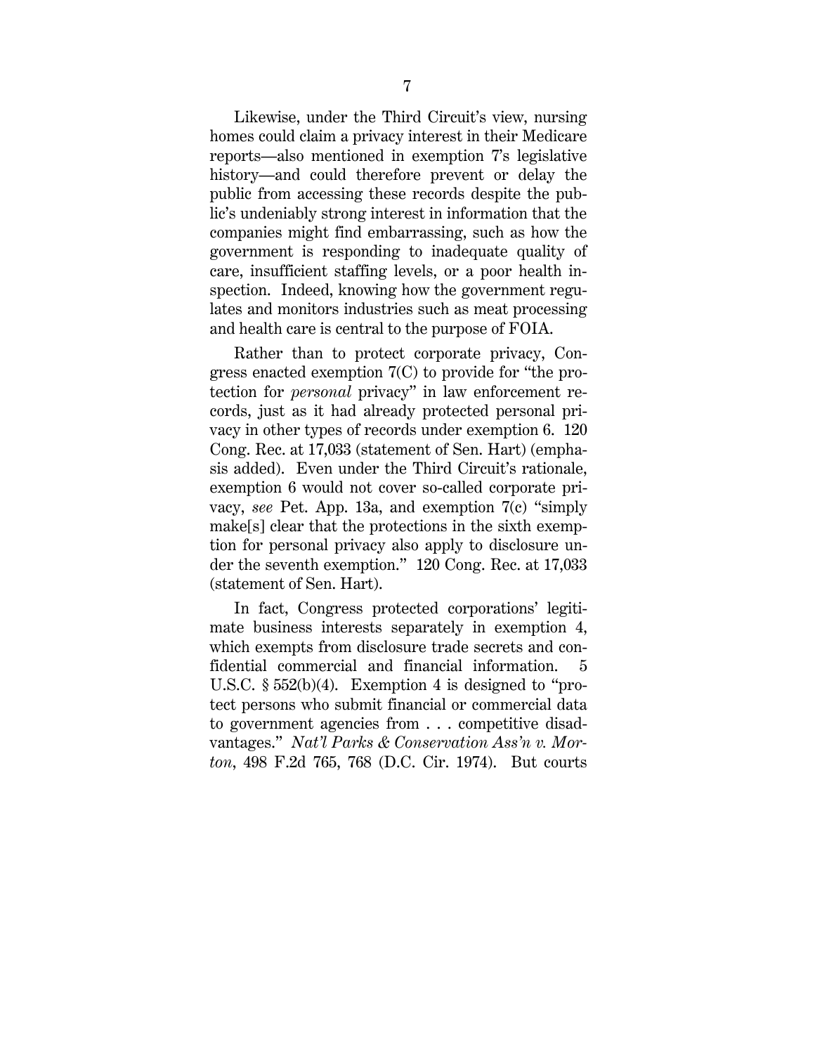Likewise, under the Third Circuit's view, nursing homes could claim a privacy interest in their Medicare reports—also mentioned in exemption 7's legislative history—and could therefore prevent or delay the public from accessing these records despite the public's undeniably strong interest in information that the companies might find embarrassing, such as how the government is responding to inadequate quality of care, insufficient staffing levels, or a poor health inspection. Indeed, knowing how the government regulates and monitors industries such as meat processing and health care is central to the purpose of FOIA.

Rather than to protect corporate privacy, Congress enacted exemption 7(C) to provide for "the protection for *personal* privacy" in law enforcement records, just as it had already protected personal privacy in other types of records under exemption 6. 120 Cong. Rec. at 17,033 (statement of Sen. Hart) (emphasis added). Even under the Third Circuit's rationale, exemption 6 would not cover so-called corporate privacy, *see* Pet. App. 13a, and exemption 7(c) "simply make[s] clear that the protections in the sixth exemption for personal privacy also apply to disclosure under the seventh exemption." 120 Cong. Rec. at 17,033 (statement of Sen. Hart).

In fact, Congress protected corporations' legitimate business interests separately in exemption 4, which exempts from disclosure trade secrets and confidential commercial and financial information. 5 U.S.C. § 552(b)(4). Exemption 4 is designed to "protect persons who submit financial or commercial data to government agencies from . . . competitive disadvantages." *Nat'l Parks & Conservation Ass'n v. Morton*, 498 F.2d 765, 768 (D.C. Cir. 1974). But courts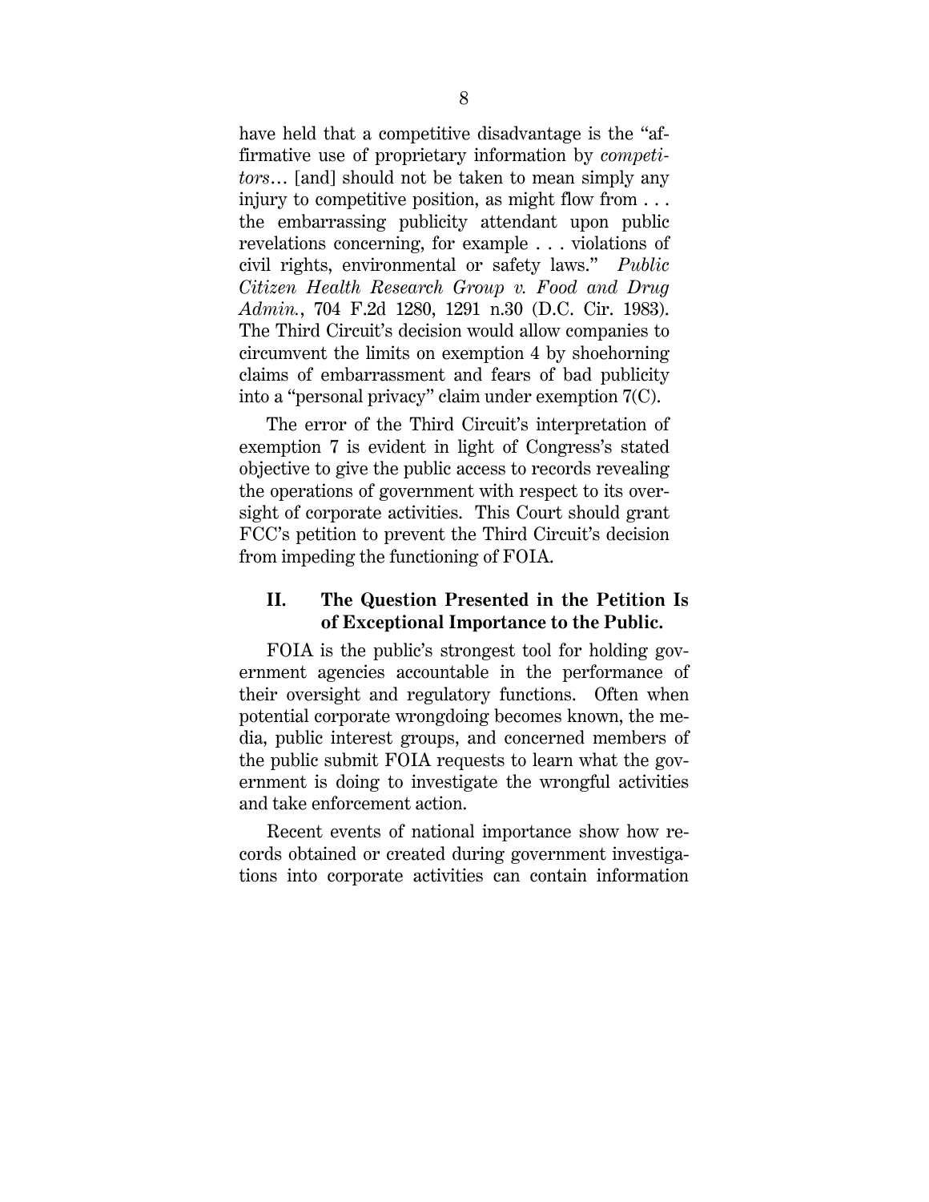have held that a competitive disadvantage is the "affirmative use of proprietary information by *competitors*… [and] should not be taken to mean simply any injury to competitive position, as might flow from . . . the embarrassing publicity attendant upon public revelations concerning, for example . . . violations of civil rights, environmental or safety laws." *Public Citizen Health Research Group v. Food and Drug Admin.*, 704 F.2d 1280, 1291 n.30 (D.C. Cir. 1983). The Third Circuit's decision would allow companies to circumvent the limits on exemption 4 by shoehorning claims of embarrassment and fears of bad publicity into a "personal privacy" claim under exemption 7(C).

The error of the Third Circuit's interpretation of exemption 7 is evident in light of Congress's stated objective to give the public access to records revealing the operations of government with respect to its oversight of corporate activities. This Court should grant FCC's petition to prevent the Third Circuit's decision from impeding the functioning of FOIA.

## II. The Question Presented in the Petition Is of Exceptional Importance to the Public.

FOIA is the public's strongest tool for holding government agencies accountable in the performance of their oversight and regulatory functions. Often when potential corporate wrongdoing becomes known, the media, public interest groups, and concerned members of the public submit FOIA requests to learn what the government is doing to investigate the wrongful activities and take enforcement action.

Recent events of national importance show how records obtained or created during government investigations into corporate activities can contain information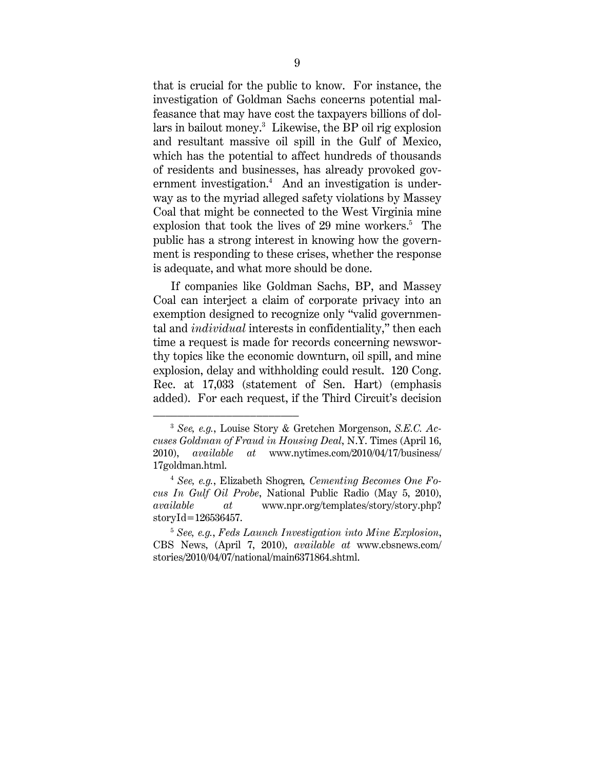that is crucial for the public to know. For instance, the investigation of Goldman Sachs concerns potential malfeasance that may have cost the taxpayers billions of dollars in bailout money.[3] Likewise, the BP oil rig explosion and resultant massive oil spill in the Gulf of Mexico, which has the potential to affect hundreds of thousands of residents and businesses, has already provoked government investigation.[4] And an investigation is underway as to the myriad alleged safety violations by Massey Coal that might be connected to the West Virginia mine explosion that took the lives of 29 mine workers.[5] The public has a strong interest in knowing how the government is responding to these crises, whether the response is adequate, and what more should be done.

If companies like Goldman Sachs, BP, and Massey Coal can interject a claim of corporate privacy into an exemption designed to recognize only "valid governmental and *individual* interests in confidentiality," then each time a request is made for records concerning newsworthy topics like the economic downturn, oil spill, and mine explosion, delay and withholding could result. 120 Cong. Rec. at 17,033 (statement of Sen. Hart) (emphasis added). For each request, if the Third Circuit's decision

---

[3] *See, e.g.*, Louise Story & Gretchen Morgenson, *S.E.C. Accuses Goldman of Fraud in Housing Deal*, N.Y. Times (April 16, 2010), *available at* www.nytimes.com/2010/04/17/business/17goldman.html.

[4] *See, e.g.*, Elizabeth Shogren*, Cementing Becomes One Focus In Gulf Oil Probe*, National Public Radio (May 5, 2010), *available at* www.npr.org/templates/story/story.php?storyId=126536457.

[5] *See, e.g.*, *Feds Launch Investigation into Mine Explosion*, CBS News, (April 7, 2010), *available at* www.cbsnews.com/stories/2010/04/07/national/main6371864.shtml.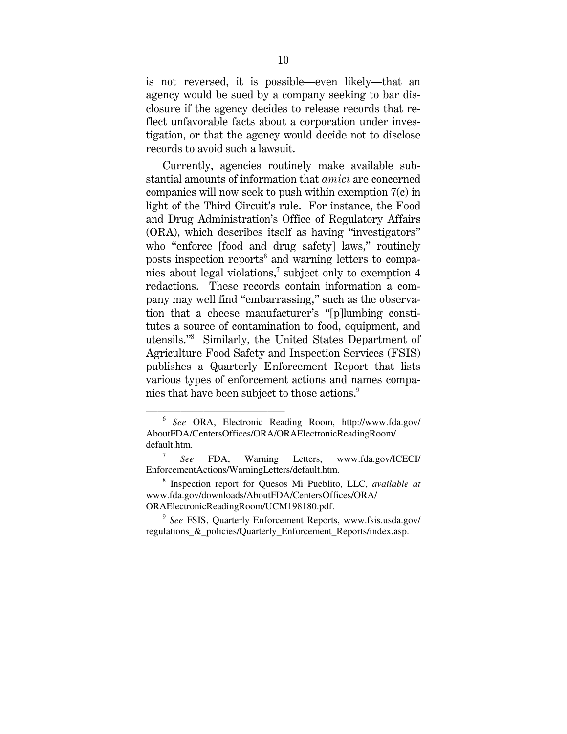is not reversed, it is possible—even likely—that an agency would be sued by a company seeking to bar disclosure if the agency decides to release records that reflect unfavorable facts about a corporation under investigation, or that the agency would decide not to disclose records to avoid such a lawsuit.

Currently, agencies routinely make available substantial amounts of information that *amici* are concerned companies will now seek to push within exemption 7(c) in light of the Third Circuit's rule. For instance, the Food and Drug Administration's Office of Regulatory Affairs (ORA), which describes itself as having "investigators" who "enforce [food and drug safety] laws," routinely posts inspection reports[6] and warning letters to companies about legal violations,[7] subject only to exemption 4 redactions. These records contain information a company may well find "embarrassing," such as the observation that a cheese manufacturer's "[p]lumbing constitutes a source of contamination to food, equipment, and utensils."[8] Similarly, the United States Department of Agriculture Food Safety and Inspection Services (FSIS) publishes a Quarterly Enforcement Report that lists various types of enforcement actions and names companies that have been subject to those actions.[9]

---

[6] *See* ORA, Electronic Reading Room, http://www.fda.gov/AboutFDA/CentersOffices/ORA/ORAElectronicReadingRoom/default.htm.

[7] *See* FDA, Warning Letters, www.fda.gov/ICECI/EnforcementActions/WarningLetters/default.htm.

[8] Inspection report for Quesos Mi Pueblito, LLC, *available at* www.fda.gov/downloads/AboutFDA/CentersOffices/ORA/ORAElectronicReadingRoom/UCM198180.pdf.

[9] *See* FSIS, Quarterly Enforcement Reports, www.fsis.usda.gov/regulations_&_policies/Quarterly_Enforcement_Reports/index.asp.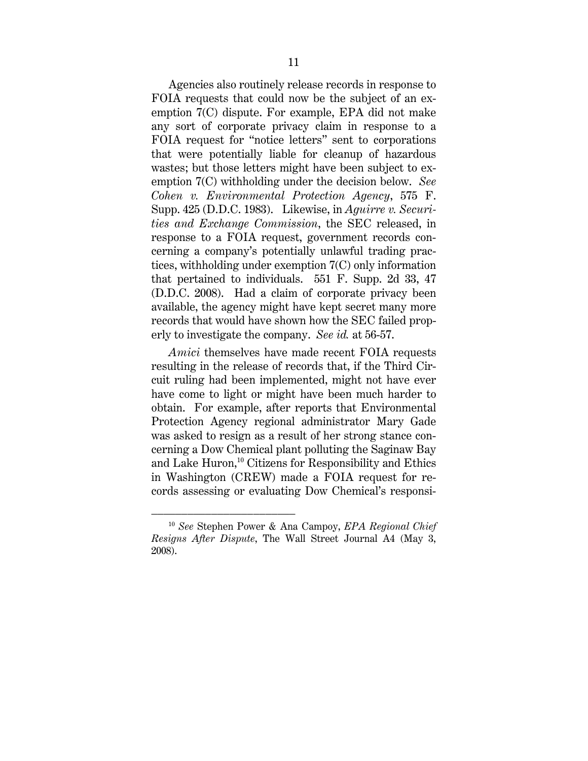Agencies also routinely release records in response to FOIA requests that could now be the subject of an exemption 7(C) dispute. For example, EPA did not make any sort of corporate privacy claim in response to a FOIA request for "notice letters" sent to corporations that were potentially liable for cleanup of hazardous wastes; but those letters might have been subject to exemption 7(C) withholding under the decision below. *See Cohen v. Environmental Protection Agency*, 575 F. Supp. 425 (D.D.C. 1983). Likewise, in *Aguirre v. Securities and Exchange Commission*, the SEC released, in response to a FOIA request, government records concerning a company's potentially unlawful trading practices, withholding under exemption 7(C) only information that pertained to individuals. 551 F. Supp. 2d 33, 47 (D.D.C. 2008). Had a claim of corporate privacy been available, the agency might have kept secret many more records that would have shown how the SEC failed properly to investigate the company. *See id.* at 56-57.

*Amici* themselves have made recent FOIA requests resulting in the release of records that, if the Third Circuit ruling had been implemented, might not have ever have come to light or might have been much harder to obtain. For example, after reports that Environmental Protection Agency regional administrator Mary Gade was asked to resign as a result of her strong stance concerning a Dow Chemical plant polluting the Saginaw Bay and Lake Huron,[10] Citizens for Responsibility and Ethics in Washington (CREW) made a FOIA request for records assessing or evaluating Dow Chemical's responsi-

---

[10] *See* Stephen Power & Ana Campoy, *EPA Regional Chief Resigns After Dispute*, The Wall Street Journal A4 (May 3, 2008).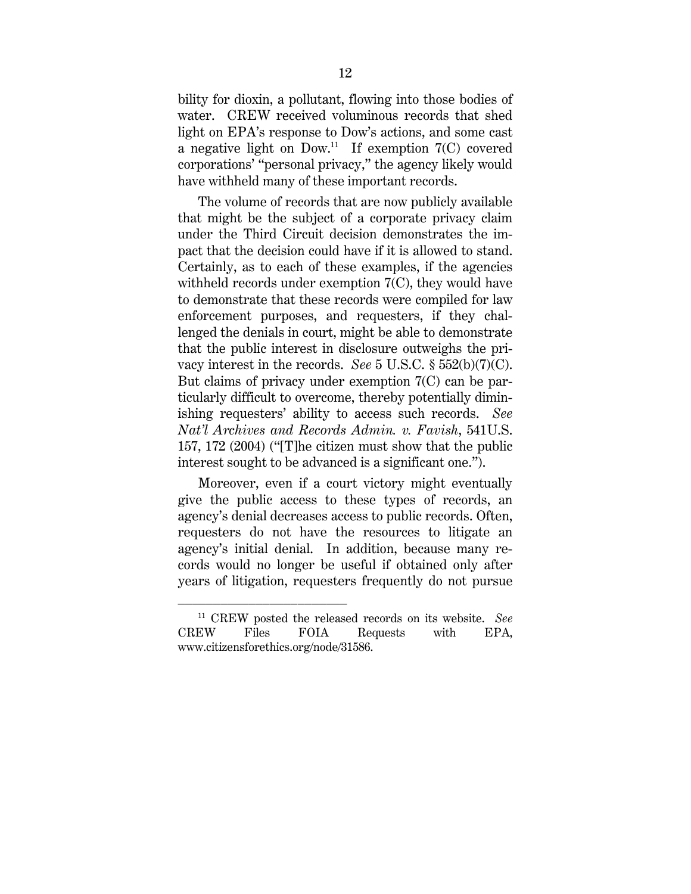bility for dioxin, a pollutant, flowing into those bodies of water. CREW received voluminous records that shed light on EPA's response to Dow's actions, and some cast a negative light on Dow.[11] If exemption 7(C) covered corporations' "personal privacy," the agency likely would have withheld many of these important records.

The volume of records that are now publicly available that might be the subject of a corporate privacy claim under the Third Circuit decision demonstrates the impact that the decision could have if it is allowed to stand. Certainly, as to each of these examples, if the agencies withheld records under exemption 7(C), they would have to demonstrate that these records were compiled for law enforcement purposes, and requesters, if they challenged the denials in court, might be able to demonstrate that the public interest in disclosure outweighs the privacy interest in the records. *See* 5 U.S.C. § 552(b)(7)(C). But claims of privacy under exemption 7(C) can be particularly difficult to overcome, thereby potentially diminishing requesters' ability to access such records. *See Nat'l Archives and Records Admin. v. Favish*, 541U.S. 157, 172 (2004) ("[T]he citizen must show that the public interest sought to be advanced is a significant one.").

Moreover, even if a court victory might eventually give the public access to these types of records, an agency's denial decreases access to public records. Often, requesters do not have the resources to litigate an agency's initial denial. In addition, because many records would no longer be useful if obtained only after years of litigation, requesters frequently do not pursue

---

[11] CREW posted the released records on its website. *See* CREW Files FOIA Requests with EPA, www.citizensforethics.org/node/31586.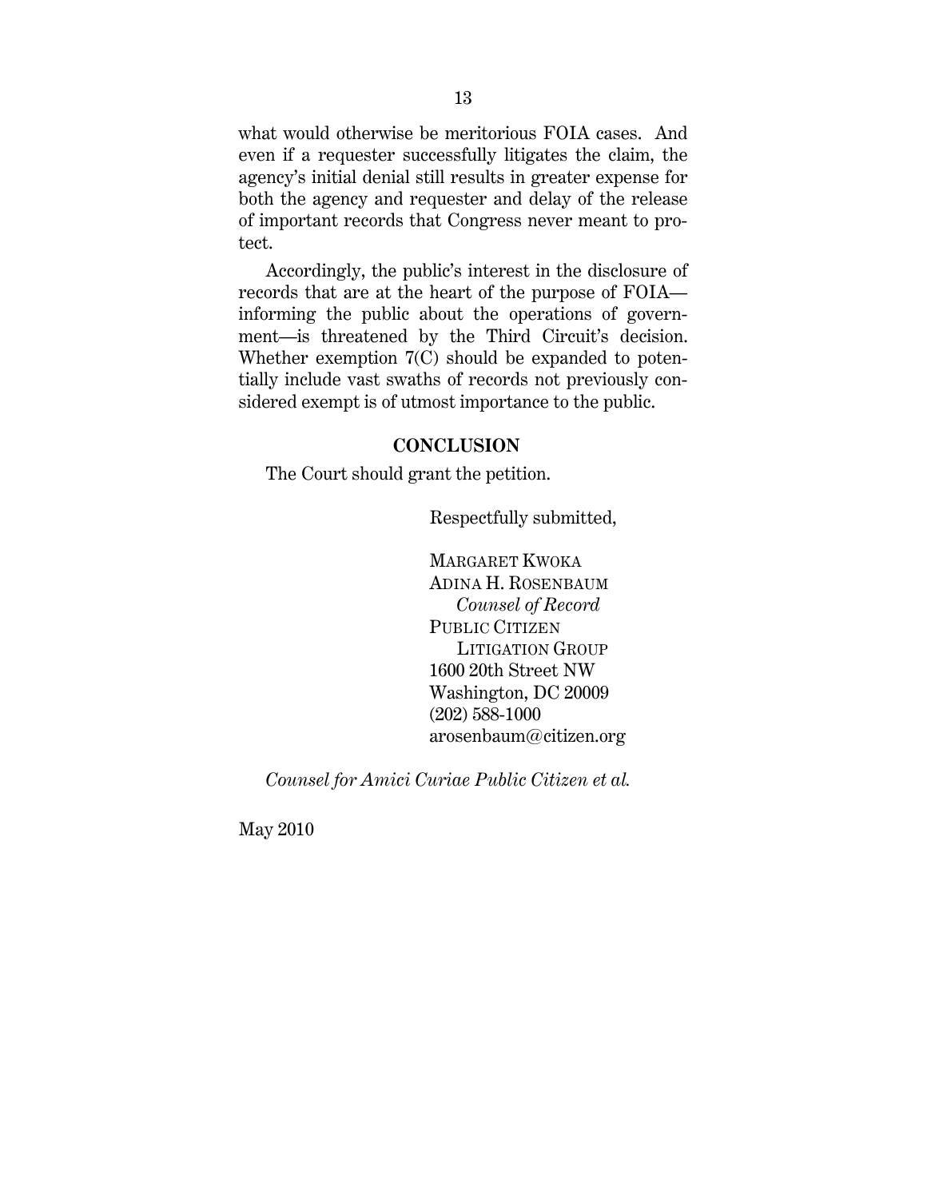what would otherwise be meritorious FOIA cases. And even if a requester successfully litigates the claim, the agency's initial denial still results in greater expense for both the agency and requester and delay of the release of important records that Congress never meant to protect.

Accordingly, the public's interest in the disclosure of records that are at the heart of the purpose of FOIA—informing the public about the operations of government—is threatened by the Third Circuit's decision. Whether exemption 7(C) should be expanded to potentially include vast swaths of records not previously considered exempt is of utmost importance to the public.

## CONCLUSION

The Court should grant the petition.

Respectfully submitted,

MARGARET KWOKA
ADINA H. ROSENBAUM
*Counsel of Record*
PUBLIC CITIZEN
LITIGATION GROUP
1600 20th Street NW
Washington, DC 20009
(202) 588-1000
arosenbaum@citizen.org

*Counsel for Amici Curiae Public Citizen et al.*

May 2010